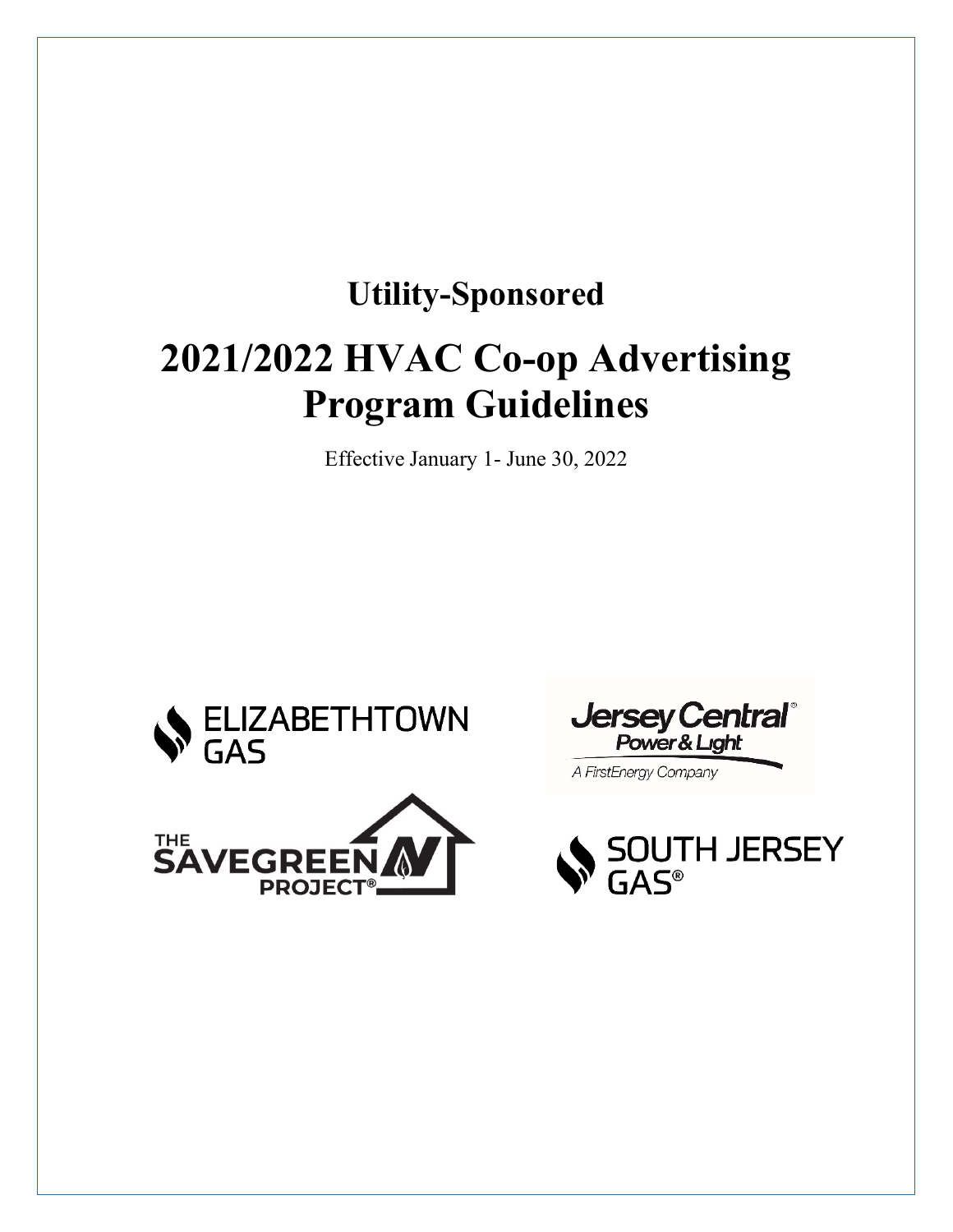## Utility-Sponsored

# 2021/2022 HVAC Co-op Advertising Program Guidelines

Effective January 1- June 30, 2022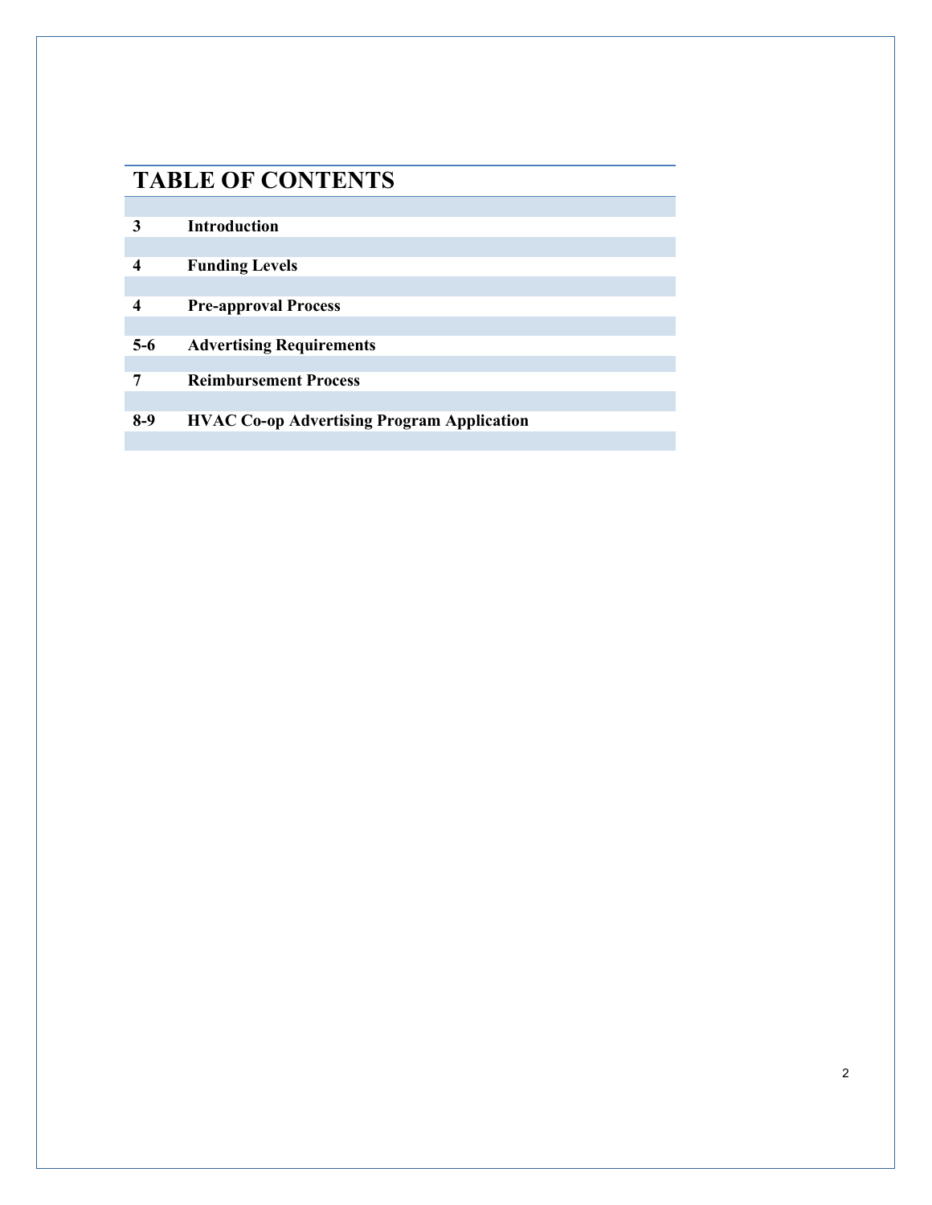# TABLE OF CONTENTS

| | |
|---|---|
| **3** | **Introduction** |
| **4** | **Funding Levels** |
| **4** | **Pre-approval Process** |
| **5-6** | **Advertising Requirements** |
| **7** | **Reimbursement Process** |
| **8-9** | **HVAC Co-op Advertising Program Application** |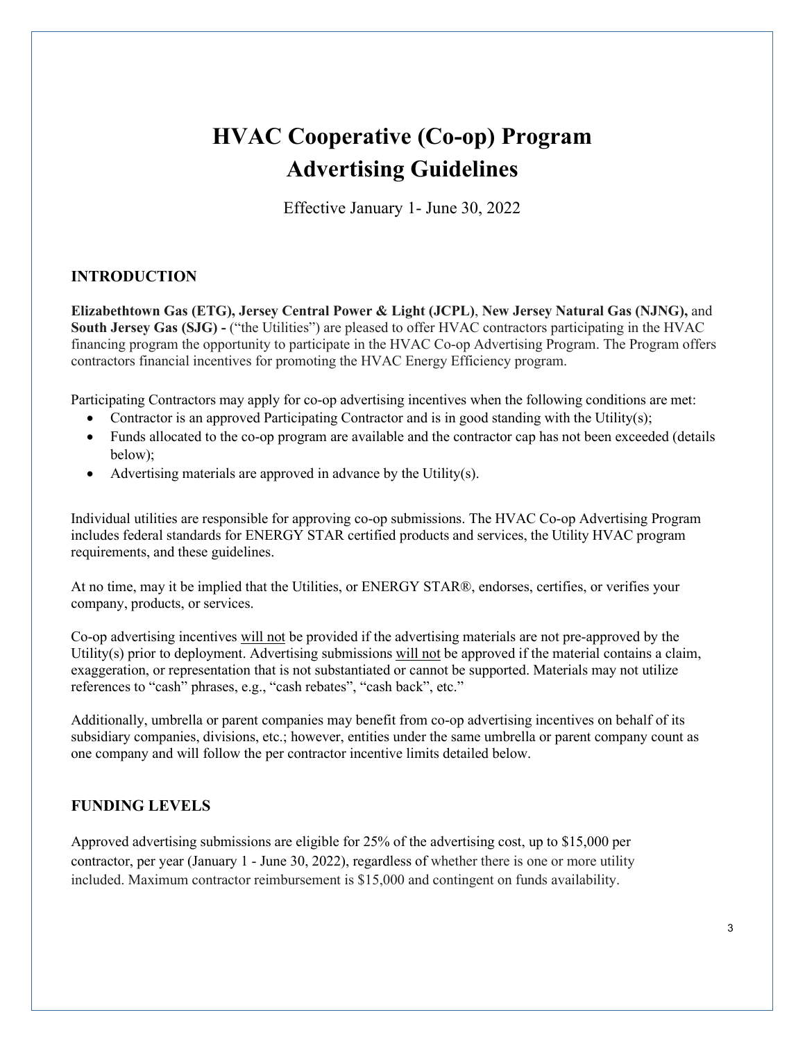# HVAC Cooperative (Co-op) Program
# Advertising Guidelines

Effective January 1- June 30, 2022

## INTRODUCTION

**Elizabethtown Gas (ETG), Jersey Central Power & Light (JCPL)**, **New Jersey Natural Gas (NJNG),** and **South Jersey Gas (SJG) -** ("the Utilities") are pleased to offer HVAC contractors participating in the HVAC financing program the opportunity to participate in the HVAC Co-op Advertising Program. The Program offers contractors financial incentives for promoting the HVAC Energy Efficiency program.

Participating Contractors may apply for co-op advertising incentives when the following conditions are met:

- Contractor is an approved Participating Contractor and is in good standing with the Utility(s);
- Funds allocated to the co-op program are available and the contractor cap has not been exceeded (details below);
- Advertising materials are approved in advance by the Utility(s).

Individual utilities are responsible for approving co-op submissions. The HVAC Co-op Advertising Program includes federal standards for ENERGY STAR certified products and services, the Utility HVAC program requirements, and these guidelines.

At no time, may it be implied that the Utilities, or ENERGY STAR®, endorses, certifies, or verifies your company, products, or services.

Co-op advertising incentives <u>will not</u> be provided if the advertising materials are not pre-approved by the Utility(s) prior to deployment. Advertising submissions <u>will not</u> be approved if the material contains a claim, exaggeration, or representation that is not substantiated or cannot be supported. Materials may not utilize references to "cash" phrases, e.g., "cash rebates", "cash back", etc."

Additionally, umbrella or parent companies may benefit from co-op advertising incentives on behalf of its subsidiary companies, divisions, etc.; however, entities under the same umbrella or parent company count as one company and will follow the per contractor incentive limits detailed below.

## FUNDING LEVELS

Approved advertising submissions are eligible for 25% of the advertising cost, up to $15,000 per contractor, per year (January 1 - June 30, 2022), regardless of whether there is one or more utility included. Maximum contractor reimbursement is $15,000 and contingent on funds availability.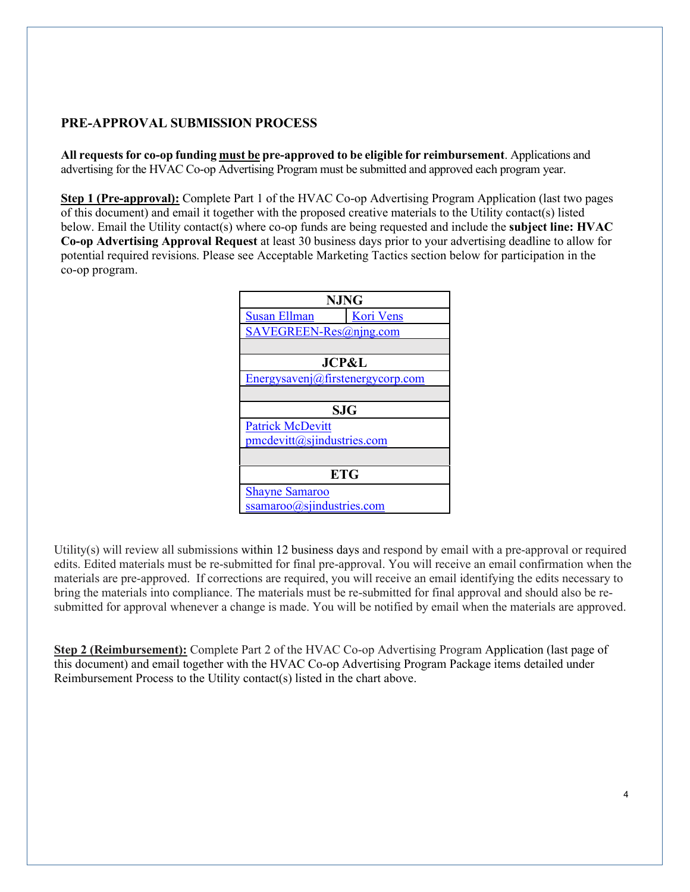## PRE-APPROVAL SUBMISSION PROCESS

**All requests for co-op funding <u>must be</u> pre-approved to be eligible for reimbursement**. Applications and advertising for the HVAC Co-op Advertising Program must be submitted and approved each program year.

**<u>Step 1 (Pre-approval):</u>** Complete Part 1 of the HVAC Co-op Advertising Program Application (last two pages of this document) and email it together with the proposed creative materials to the Utility contact(s) listed below. Email the Utility contact(s) where co-op funds are being requested and include the **subject line: HVAC Co-op Advertising Approval Request** at least 30 business days prior to your advertising deadline to allow for potential required revisions. Please see Acceptable Marketing Tactics section below for participation in the co-op program.

| NJNG | |
|---|---|
| Susan Ellman | Kori Vens |
| SAVEGREEN-Res@njng.com | |
| | |
| **JCP&L** | |
| Energysavenj@firstenergycorp.com | |
| | |
| **SJG** | |
| Patrick McDevitt<br>pmcdevitt@sjindustries.com | |
| | |
| **ETG** | |
| Shayne Samaroo<br>ssamaroo@sjindustries.com | |

Utility(s) will review all submissions within 12 business days and respond by email with a pre-approval or required edits. Edited materials must be re-submitted for final pre-approval. You will receive an email confirmation when the materials are pre-approved. If corrections are required, you will receive an email identifying the edits necessary to bring the materials into compliance. The materials must be re-submitted for final approval and should also be re-submitted for approval whenever a change is made. You will be notified by email when the materials are approved.

**<u>Step 2 (Reimbursement):</u>** Complete Part 2 of the HVAC Co-op Advertising Program Application (last page of this document) and email together with the HVAC Co-op Advertising Program Package items detailed under Reimbursement Process to the Utility contact(s) listed in the chart above.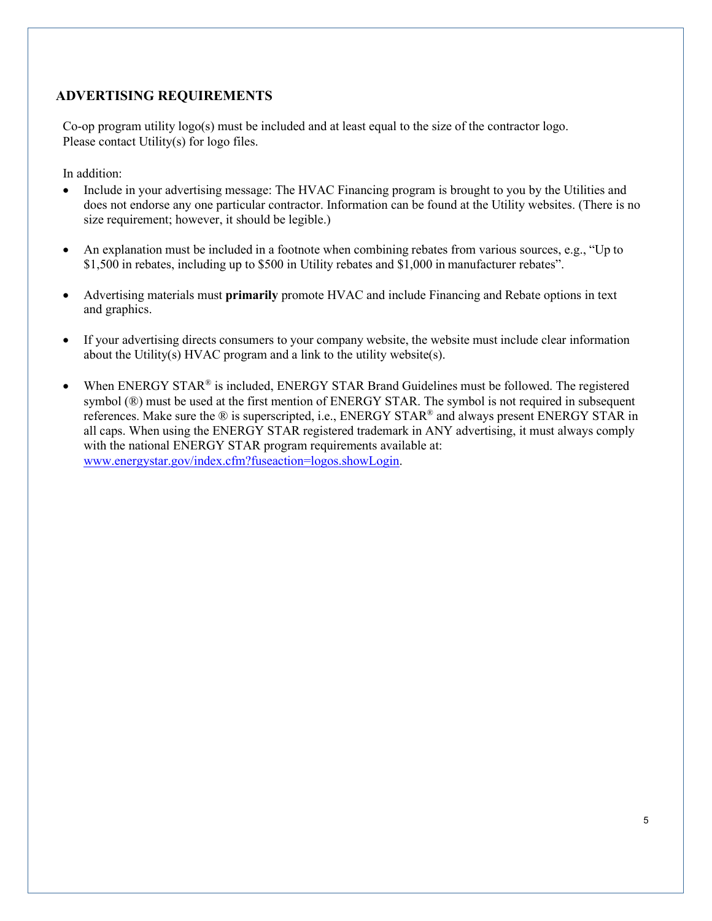## ADVERTISING REQUIREMENTS

Co-op program utility logo(s) must be included and at least equal to the size of the contractor logo. Please contact Utility(s) for logo files.

In addition:

- Include in your advertising message: The HVAC Financing program is brought to you by the Utilities and does not endorse any one particular contractor. Information can be found at the Utility websites. (There is no size requirement; however, it should be legible.)

- An explanation must be included in a footnote when combining rebates from various sources, e.g., "Up to $1,500 in rebates, including up to $500 in Utility rebates and $1,000 in manufacturer rebates".

- Advertising materials must **primarily** promote HVAC and include Financing and Rebate options in text and graphics.

- If your advertising directs consumers to your company website, the website must include clear information about the Utility(s) HVAC program and a link to the utility website(s).

- When ENERGY STAR® is included, ENERGY STAR Brand Guidelines must be followed. The registered symbol (®) must be used at the first mention of ENERGY STAR. The symbol is not required in subsequent references. Make sure the ® is superscripted, i.e., ENERGY STAR® and always present ENERGY STAR in all caps. When using the ENERGY STAR registered trademark in ANY advertising, it must always comply with the national ENERGY STAR program requirements available at: [www.energystar.gov/index.cfm?fuseaction=logos.showLogin](www.energystar.gov/index.cfm?fuseaction=logos.showLogin).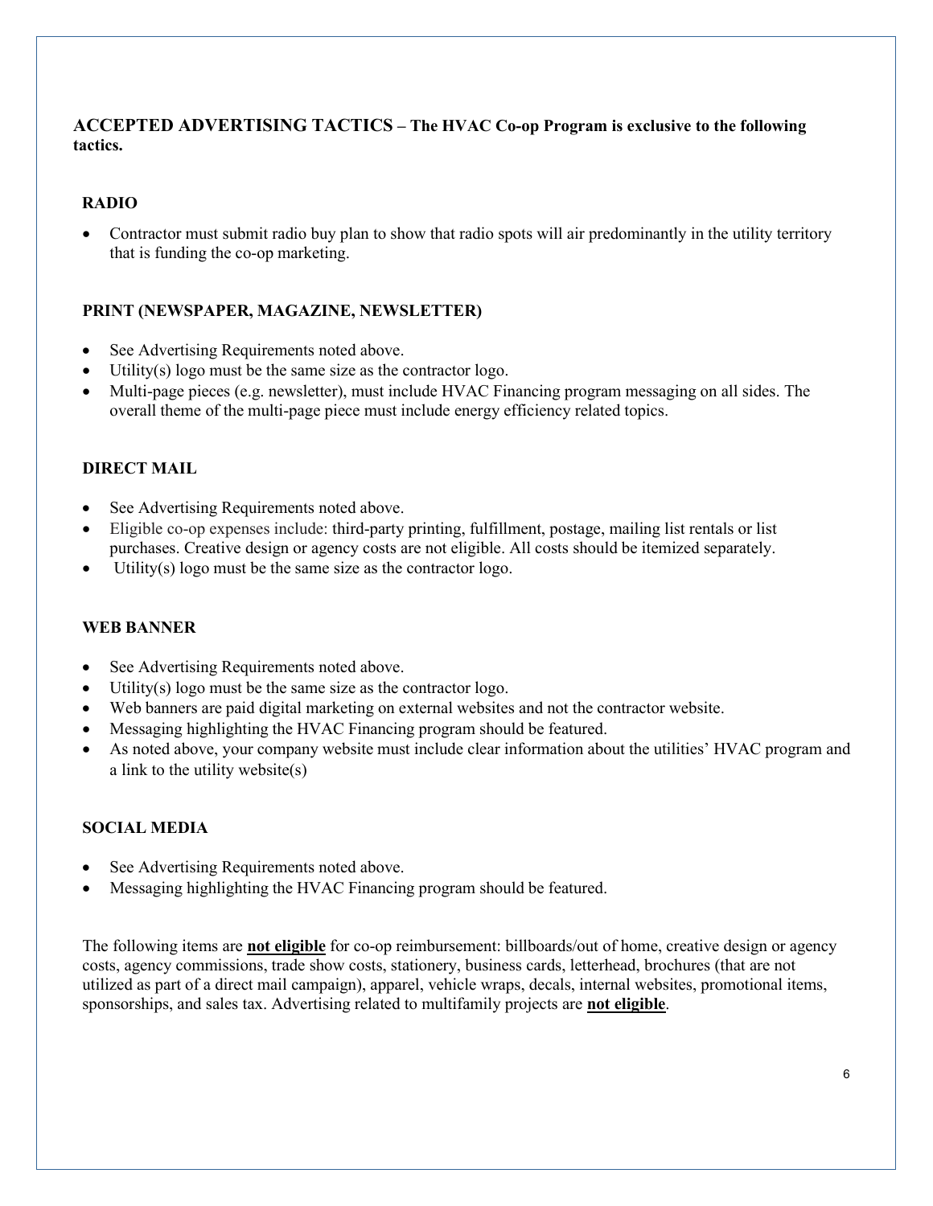## ACCEPTED ADVERTISING TACTICS – The HVAC Co-op Program is exclusive to the following tactics.

### RADIO

- Contractor must submit radio buy plan to show that radio spots will air predominantly in the utility territory that is funding the co-op marketing.

### PRINT (NEWSPAPER, MAGAZINE, NEWSLETTER)

- See Advertising Requirements noted above.
- Utility(s) logo must be the same size as the contractor logo.
- Multi-page pieces (e.g. newsletter), must include HVAC Financing program messaging on all sides. The overall theme of the multi-page piece must include energy efficiency related topics.

### DIRECT MAIL

- See Advertising Requirements noted above.
- Eligible co-op expenses include: third-party printing, fulfillment, postage, mailing list rentals or list purchases. Creative design or agency costs are not eligible. All costs should be itemized separately.
- Utility(s) logo must be the same size as the contractor logo.

### WEB BANNER

- See Advertising Requirements noted above.
- Utility(s) logo must be the same size as the contractor logo.
- Web banners are paid digital marketing on external websites and not the contractor website.
- Messaging highlighting the HVAC Financing program should be featured.
- As noted above, your company website must include clear information about the utilities' HVAC program and a link to the utility website(s)

### SOCIAL MEDIA

- See Advertising Requirements noted above.
- Messaging highlighting the HVAC Financing program should be featured.

The following items are **not eligible** for co-op reimbursement: billboards/out of home, creative design or agency costs, agency commissions, trade show costs, stationery, business cards, letterhead, brochures (that are not utilized as part of a direct mail campaign), apparel, vehicle wraps, decals, internal websites, promotional items, sponsorships, and sales tax. Advertising related to multifamily projects are **not eligible**.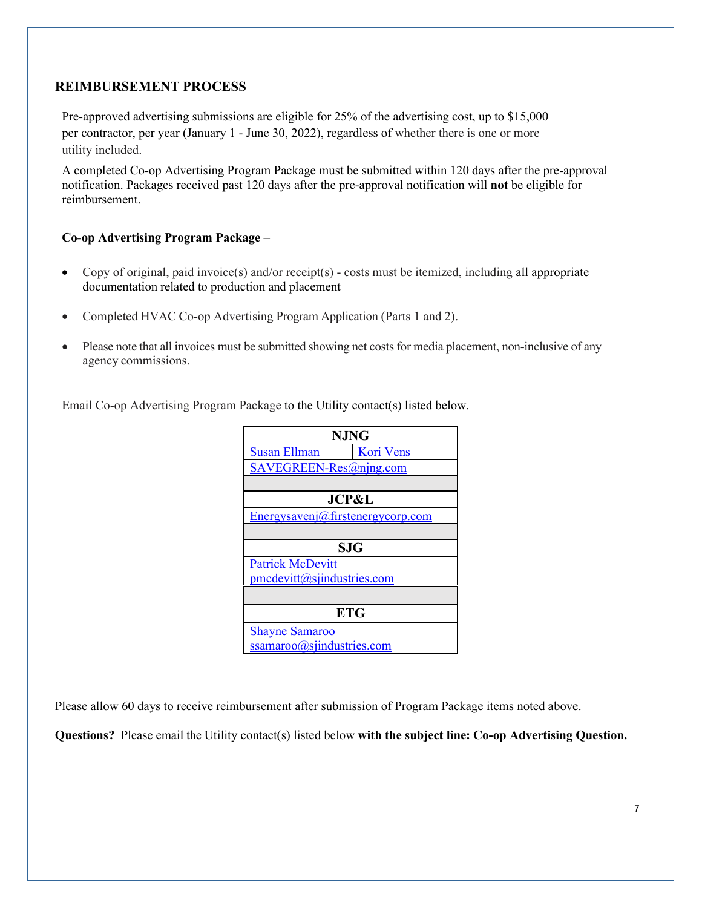## REIMBURSEMENT PROCESS

Pre-approved advertising submissions are eligible for 25% of the advertising cost, up to $15,000 per contractor, per year (January 1 - June 30, 2022), regardless of whether there is one or more utility included.

A completed Co-op Advertising Program Package must be submitted within 120 days after the pre-approval notification. Packages received past 120 days after the pre-approval notification will **not** be eligible for reimbursement.

**Co-op Advertising Program Package –**

- Copy of original, paid invoice(s) and/or receipt(s) - costs must be itemized, including all appropriate documentation related to production and placement
- Completed HVAC Co-op Advertising Program Application (Parts 1 and 2).
- Please note that all invoices must be submitted showing net costs for media placement, non-inclusive of any agency commissions.

Email Co-op Advertising Program Package to the Utility contact(s) listed below.

| NJNG | |
|---|---|
| Susan Ellman | Kori Vens |
| SAVEGREEN-Res@njng.com | |
| | |
| **JCP&L** | |
| Energysavenj@firstenergycorp.com | |
| | |
| **SJG** | |
| Patrick McDevitt<br>pmcdevitt@sjindustries.com | |
| | |
| **ETG** | |
| Shayne Samaroo<br>ssamaroo@sjindustries.com | |

Please allow 60 days to receive reimbursement after submission of Program Package items noted above.

**Questions?** Please email the Utility contact(s) listed below **with the subject line: Co-op Advertising Question.**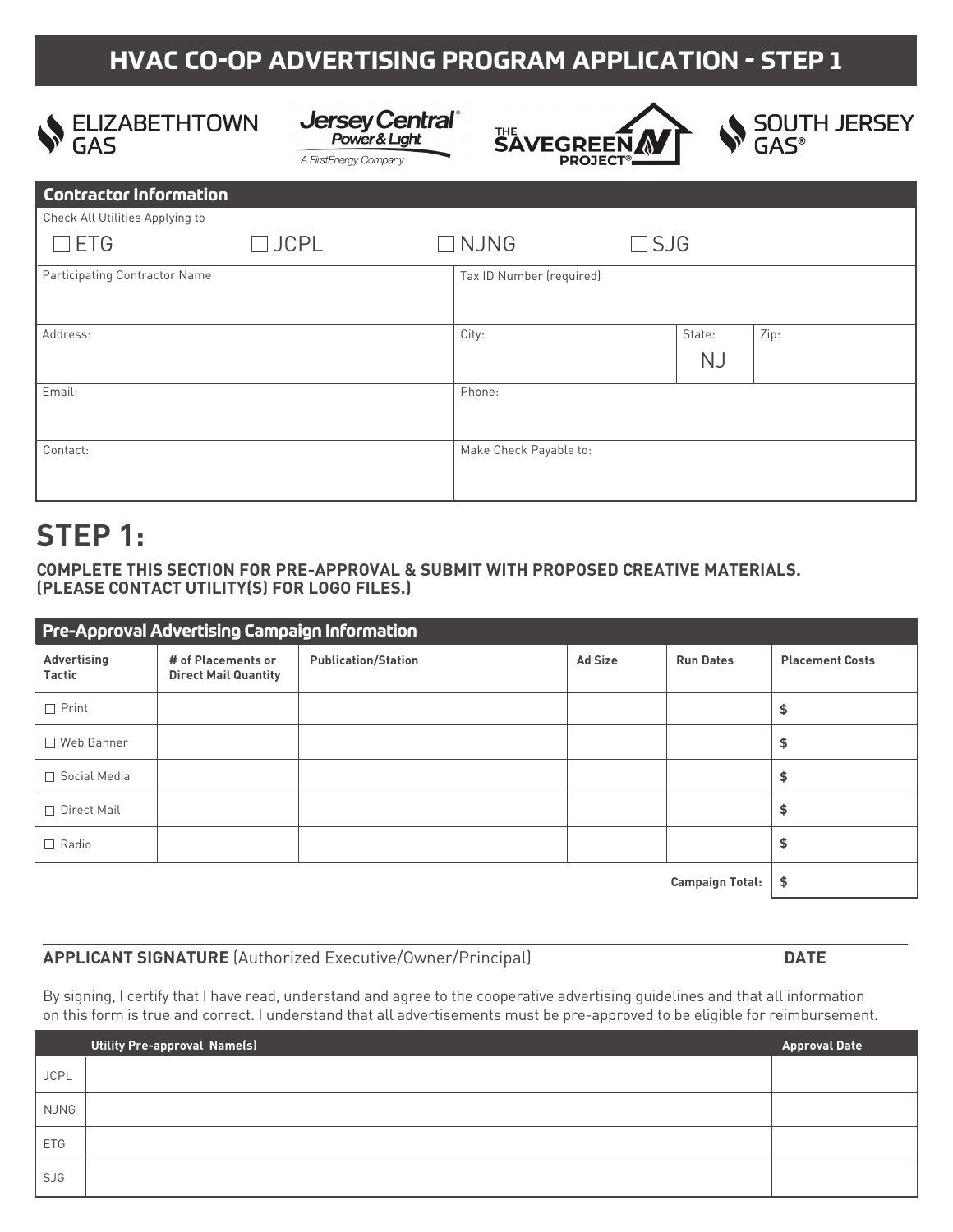# HVAC CO-OP ADVERTISING PROGRAM APPLICATION - STEP 1

ELIZABETHTOWN GAS | Jersey Central Power & Light — A FirstEnergy Company | THE SAVEGREEN PROJECT® | SOUTH JERSEY GAS®

## Contractor Information

Check All Utilities Applying to

☐ ETG ☐ JCPL ☐ NJNG ☐ SJG

| Participating Contractor Name | Tax ID Number (required) | | |
|---|---|---|---|
| Address: | City: | State: NJ | Zip: |
| Email: | Phone: | | |
| Contact: | Make Check Payable to: | | |

# STEP 1:

**COMPLETE THIS SECTION FOR PRE-APPROVAL & SUBMIT WITH PROPOSED CREATIVE MATERIALS. (PLEASE CONTACT UTILITY(S) FOR LOGO FILES.)**

## Pre-Approval Advertising Campaign Information

| Advertising Tactic | # of Placements or Direct Mail Quantity | Publication/Station | Ad Size | Run Dates | Placement Costs |
|---|---|---|---|---|---|
| ☐ Print | | | | | $ |
| ☐ Web Banner | | | | | $ |
| ☐ Social Media | | | | | $ |
| ☐ Direct Mail | | | | | $ |
| ☐ Radio | | | | | $ |
| | | | | **Campaign Total:** | $ |

**APPLICANT SIGNATURE** (Authorized Executive/Owner/Principal) **DATE**

By signing, I certify that I have read, understand and agree to the cooperative advertising guidelines and that all information on this form is true and correct. I understand that all advertisements must be pre-approved to be eligible for reimbursement.

| | Utility Pre-approval Name(s) | Approval Date |
|---|---|---|
| JCPL | | |
| NJNG | | |
| ETG | | |
| SJG | | |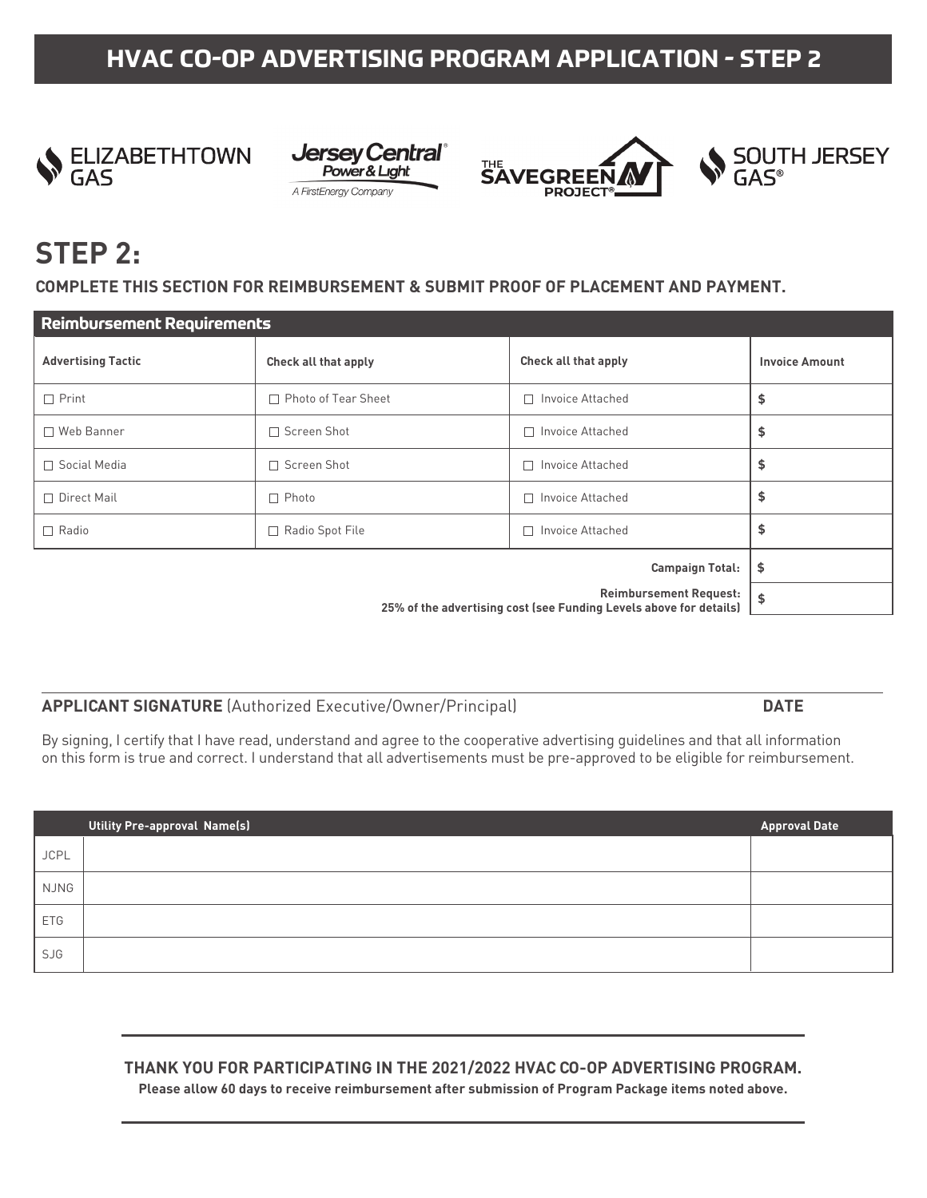# HVAC CO-OP ADVERTISING PROGRAM APPLICATION - STEP 2

ELIZABETHTOWN GAS

Jersey Central Power & Light
A FirstEnergy Company

THE SAVEGREEN PROJECT®

SOUTH JERSEY GAS®

## STEP 2:

**COMPLETE THIS SECTION FOR REIMBURSEMENT & SUBMIT PROOF OF PLACEMENT AND PAYMENT.**

**Reimbursement Requirements**

| Advertising Tactic | Check all that apply | Check all that apply | Invoice Amount |
|---|---|---|---|
| ☐ Print | ☐ Photo of Tear Sheet | ☐ Invoice Attached | $ |
| ☐ Web Banner | ☐ Screen Shot | ☐ Invoice Attached | $ |
| ☐ Social Media | ☐ Screen Shot | ☐ Invoice Attached | $ |
| ☐ Direct Mail | ☐ Photo | ☐ Invoice Attached | $ |
| ☐ Radio | ☐ Radio Spot File | ☐ Invoice Attached | $ |
| | | **Campaign Total:** | $ |
| | | **Reimbursement Request:** 25% of the advertising cost (see Funding Levels above for details) | $ |

**APPLICANT SIGNATURE** (Authorized Executive/Owner/Principal) **DATE**

By signing, I certify that I have read, understand and agree to the cooperative advertising guidelines and that all information on this form is true and correct. I understand that all advertisements must be pre-approved to be eligible for reimbursement.

| | Utility Pre-approval Name(s) | Approval Date |
|---|---|---|
| JCPL | | |
| NJNG | | |
| ETG | | |
| SJG | | |

**THANK YOU FOR PARTICIPATING IN THE 2021/2022 HVAC CO-OP ADVERTISING PROGRAM.**

**Please allow 60 days to receive reimbursement after submission of Program Package items noted above.**